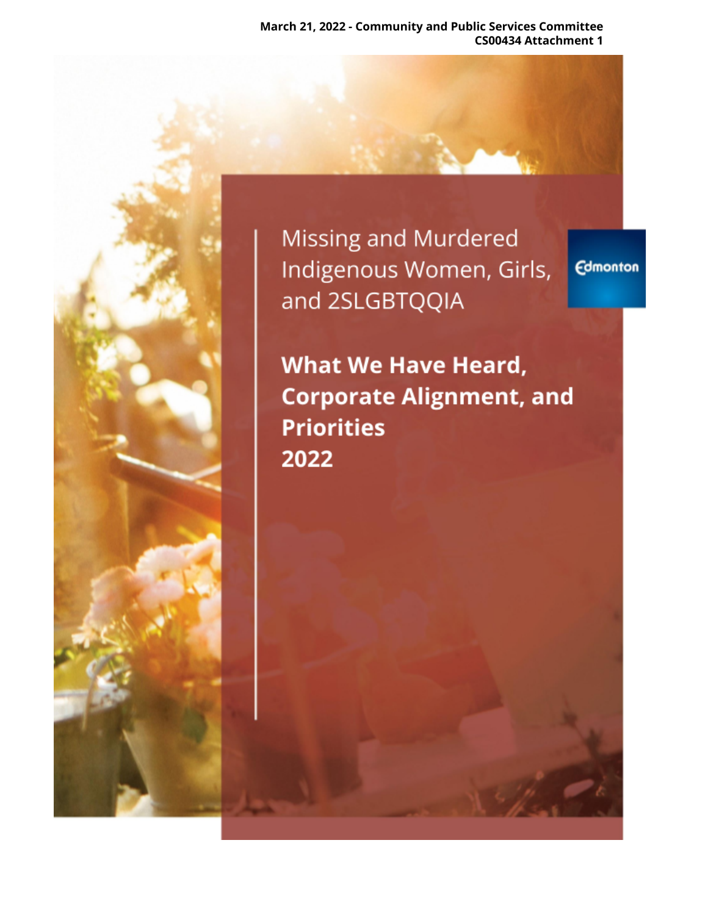March 21, 2022 - Community and Public Services Committee
CS00434 Attachment 1

# Missing and Murdered Indigenous Women, Girls, and 2SLGBTQQIA

Edmonton

## What We Have Heard, Corporate Alignment, and Priorities 2022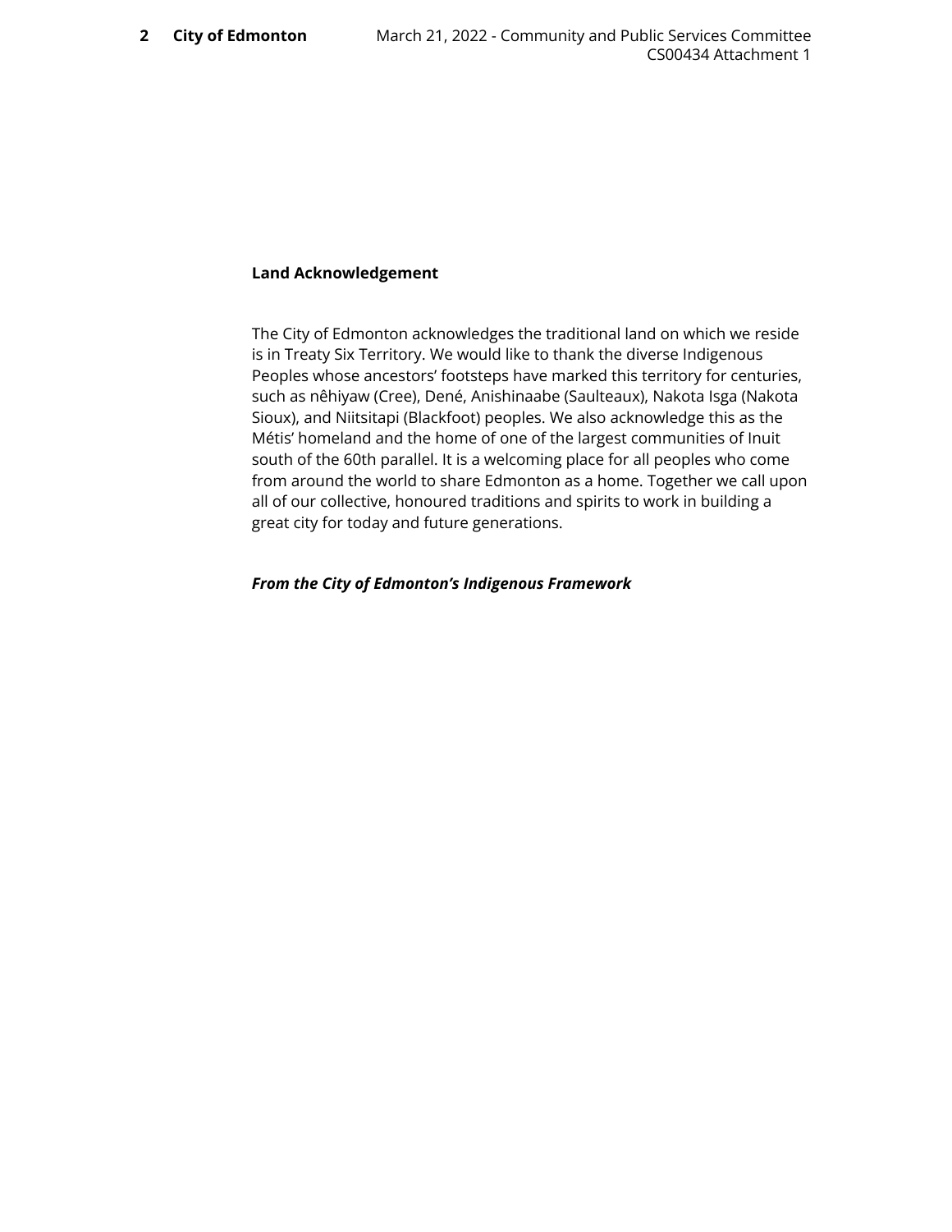## Land Acknowledgement

The City of Edmonton acknowledges the traditional land on which we reside is in Treaty Six Territory. We would like to thank the diverse Indigenous Peoples whose ancestors' footsteps have marked this territory for centuries, such as nêhiyaw (Cree), Dené, Anishinaabe (Saulteaux), Nakota Isga (Nakota Sioux), and Niitsitapi (Blackfoot) peoples. We also acknowledge this as the Métis' homeland and the home of one of the largest communities of Inuit south of the 60th parallel. It is a welcoming place for all peoples who come from around the world to share Edmonton as a home. Together we call upon all of our collective, honoured traditions and spirits to work in building a great city for today and future generations.

***From the City of Edmonton's Indigenous Framework***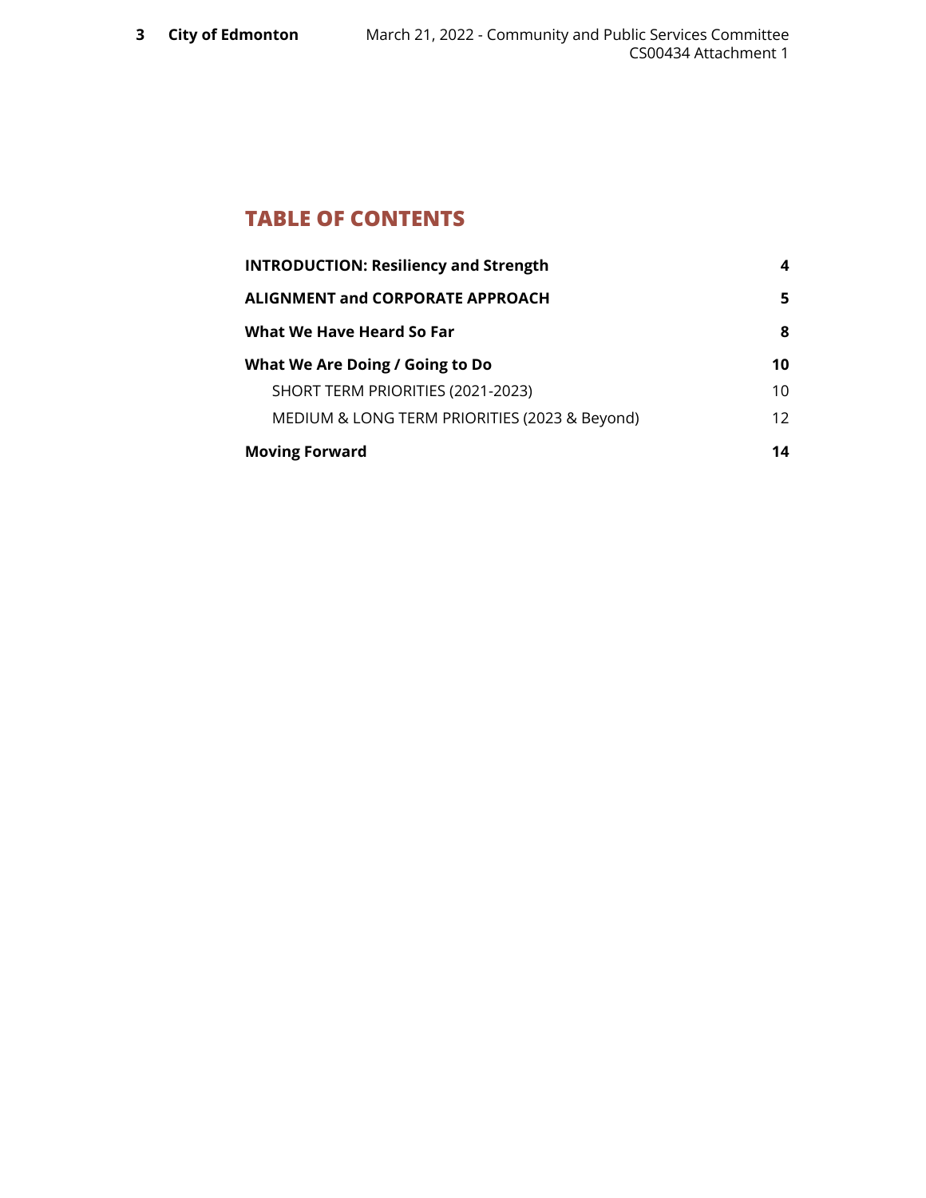## TABLE OF CONTENTS

| | |
|---|---|
| **INTRODUCTION: Resiliency and Strength** | **4** |
| **ALIGNMENT and CORPORATE APPROACH** | **5** |
| **What We Have Heard So Far** | **8** |
| **What We Are Doing / Going to Do** | **10** |
| SHORT TERM PRIORITIES (2021-2023) | 10 |
| MEDIUM & LONG TERM PRIORITIES (2023 & Beyond) | 12 |
| **Moving Forward** | **14** |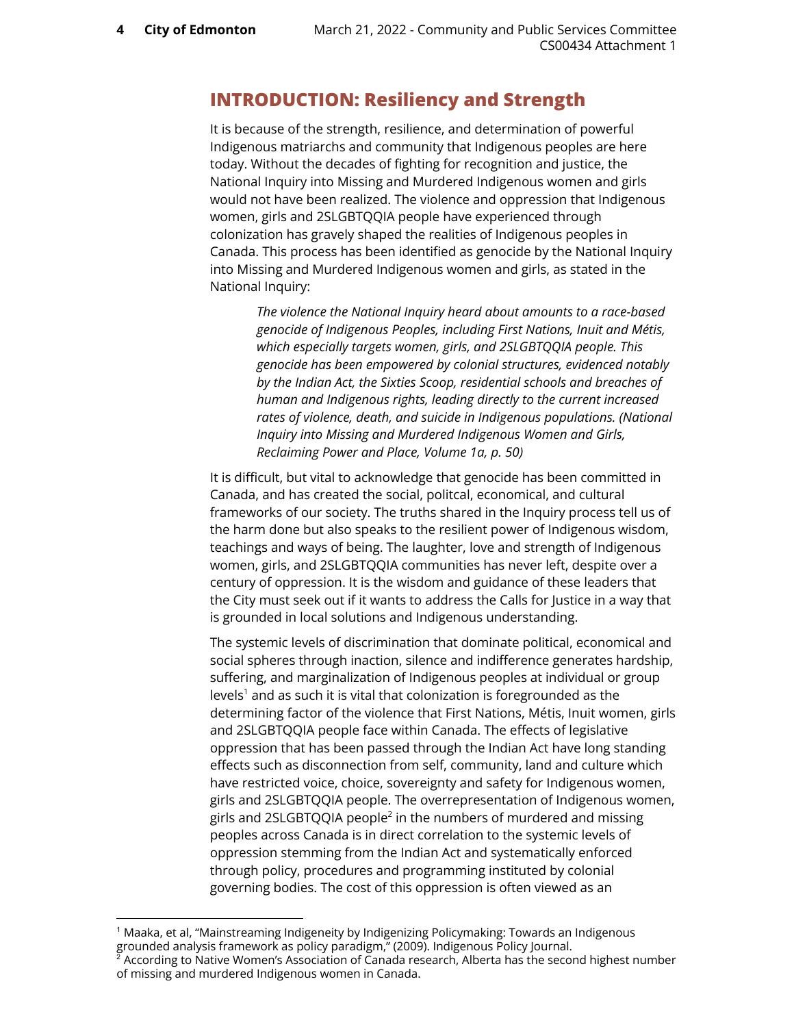## INTRODUCTION: Resiliency and Strength

It is because of the strength, resilience, and determination of powerful Indigenous matriarchs and community that Indigenous peoples are here today. Without the decades of fighting for recognition and justice, the National Inquiry into Missing and Murdered Indigenous women and girls would not have been realized. The violence and oppression that Indigenous women, girls and 2SLGBTQQIA people have experienced through colonization has gravely shaped the realities of Indigenous peoples in Canada. This process has been identified as genocide by the National Inquiry into Missing and Murdered Indigenous women and girls, as stated in the National Inquiry:

> *The violence the National Inquiry heard about amounts to a race-based genocide of Indigenous Peoples, including First Nations, Inuit and Métis, which especially targets women, girls, and 2SLGBTQQIA people. This genocide has been empowered by colonial structures, evidenced notably by the Indian Act, the Sixties Scoop, residential schools and breaches of human and Indigenous rights, leading directly to the current increased rates of violence, death, and suicide in Indigenous populations. (National Inquiry into Missing and Murdered Indigenous Women and Girls, Reclaiming Power and Place, Volume 1a, p. 50)*

It is difficult, but vital to acknowledge that genocide has been committed in Canada, and has created the social, politcal, economical, and cultural frameworks of our society. The truths shared in the Inquiry process tell us of the harm done but also speaks to the resilient power of Indigenous wisdom, teachings and ways of being. The laughter, love and strength of Indigenous women, girls, and 2SLGBTQQIA communities has never left, despite over a century of oppression. It is the wisdom and guidance of these leaders that the City must seek out if it wants to address the Calls for Justice in a way that is grounded in local solutions and Indigenous understanding.

The systemic levels of discrimination that dominate political, economical and social spheres through inaction, silence and indifference generates hardship, suffering, and marginalization of Indigenous peoples at individual or group levels[1] and as such it is vital that colonization is foregrounded as the determining factor of the violence that First Nations, Métis, Inuit women, girls and 2SLGBTQQIA people face within Canada. The effects of legislative oppression that has been passed through the Indian Act have long standing effects such as disconnection from self, community, land and culture which have restricted voice, choice, sovereignty and safety for Indigenous women, girls and 2SLGBTQQIA people. The overrepresentation of Indigenous women, girls and 2SLGBTQQIA people[2] in the numbers of murdered and missing peoples across Canada is in direct correlation to the systemic levels of oppression stemming from the Indian Act and systematically enforced through policy, procedures and programming instituted by colonial governing bodies. The cost of this oppression is often viewed as an

---

[1] Maaka, et al, "Mainstreaming Indigeneity by Indigenizing Policymaking: Towards an Indigenous grounded analysis framework as policy paradigm," (2009). Indigenous Policy Journal.

[2] According to Native Women's Association of Canada research, Alberta has the second highest number of missing and murdered Indigenous women in Canada.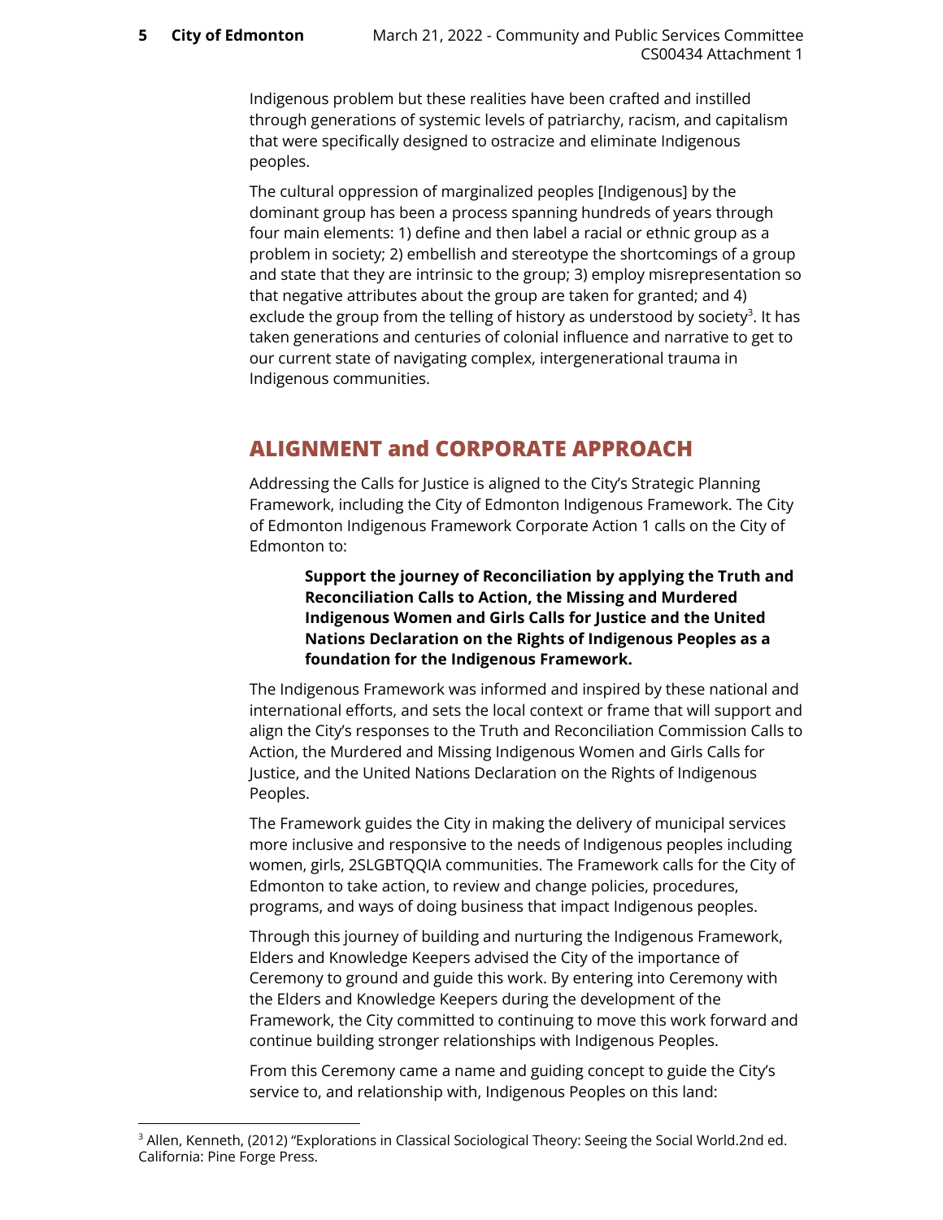Indigenous problem but these realities have been crafted and instilled through generations of systemic levels of patriarchy, racism, and capitalism that were specifically designed to ostracize and eliminate Indigenous peoples.

The cultural oppression of marginalized peoples [Indigenous] by the dominant group has been a process spanning hundreds of years through four main elements: 1) define and then label a racial or ethnic group as a problem in society; 2) embellish and stereotype the shortcomings of a group and state that they are intrinsic to the group; 3) employ misrepresentation so that negative attributes about the group are taken for granted; and 4) exclude the group from the telling of history as understood by society[3]. It has taken generations and centuries of colonial influence and narrative to get to our current state of navigating complex, intergenerational trauma in Indigenous communities.

## ALIGNMENT and CORPORATE APPROACH

Addressing the Calls for Justice is aligned to the City's Strategic Planning Framework, including the City of Edmonton Indigenous Framework. The City of Edmonton Indigenous Framework Corporate Action 1 calls on the City of Edmonton to:

> **Support the journey of Reconciliation by applying the Truth and Reconciliation Calls to Action, the Missing and Murdered Indigenous Women and Girls Calls for Justice and the United Nations Declaration on the Rights of Indigenous Peoples as a foundation for the Indigenous Framework.**

The Indigenous Framework was informed and inspired by these national and international efforts, and sets the local context or frame that will support and align the City's responses to the Truth and Reconciliation Commission Calls to Action, the Murdered and Missing Indigenous Women and Girls Calls for Justice, and the United Nations Declaration on the Rights of Indigenous Peoples.

The Framework guides the City in making the delivery of municipal services more inclusive and responsive to the needs of Indigenous peoples including women, girls, 2SLGBTQQIA communities. The Framework calls for the City of Edmonton to take action, to review and change policies, procedures, programs, and ways of doing business that impact Indigenous peoples.

Through this journey of building and nurturing the Indigenous Framework, Elders and Knowledge Keepers advised the City of the importance of Ceremony to ground and guide this work. By entering into Ceremony with the Elders and Knowledge Keepers during the development of the Framework, the City committed to continuing to move this work forward and continue building stronger relationships with Indigenous Peoples.

From this Ceremony came a name and guiding concept to guide the City's service to, and relationship with, Indigenous Peoples on this land:

---

[3] Allen, Kenneth, (2012) "Explorations in Classical Sociological Theory: Seeing the Social World.2nd ed. California: Pine Forge Press.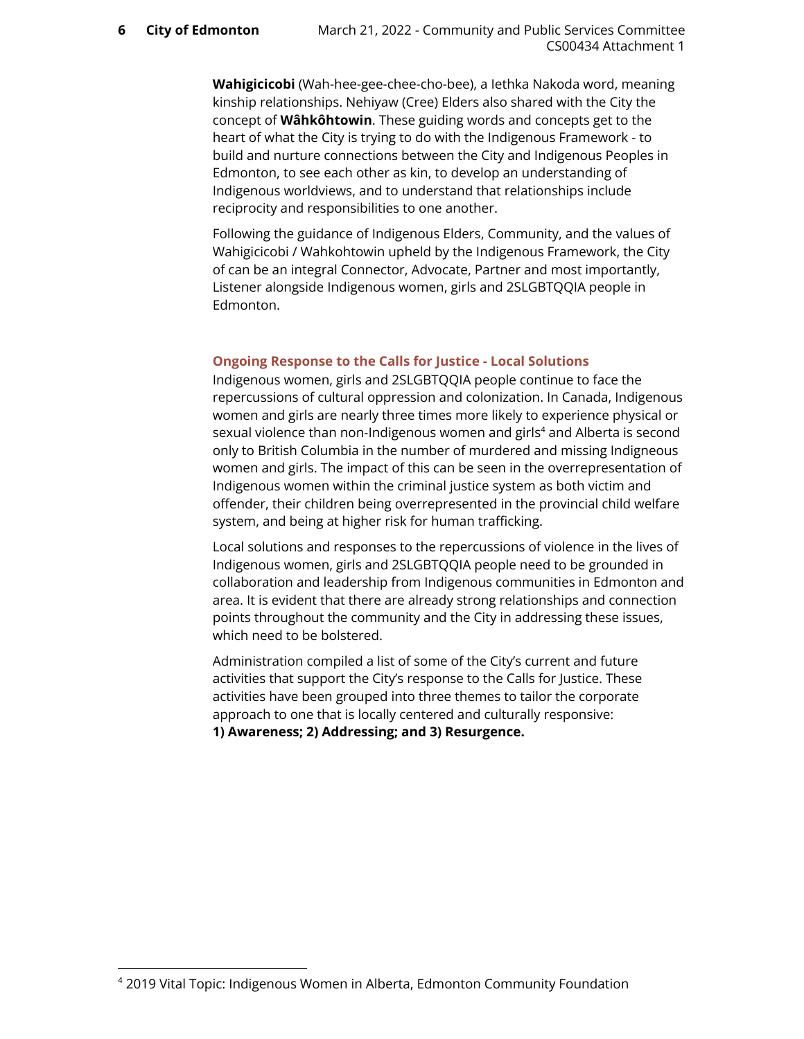**Wahigicicobi** (Wah-hee-gee-chee-cho-bee), a Iethka Nakoda word, meaning kinship relationships. Nehiyaw (Cree) Elders also shared with the City the concept of **Wâhkôhtowin**. These guiding words and concepts get to the heart of what the City is trying to do with the Indigenous Framework - to build and nurture connections between the City and Indigenous Peoples in Edmonton, to see each other as kin, to develop an understanding of Indigenous worldviews, and to understand that relationships include reciprocity and responsibilities to one another.

Following the guidance of Indigenous Elders, Community, and the values of Wahigicicobi / Wahkohtowin upheld by the Indigenous Framework, the City of can be an integral Connector, Advocate, Partner and most importantly, Listener alongside Indigenous women, girls and 2SLGBTQQIA people in Edmonton.

## Ongoing Response to the Calls for Justice - Local Solutions

Indigenous women, girls and 2SLGBTQQIA people continue to face the repercussions of cultural oppression and colonization. In Canada, Indigenous women and girls are nearly three times more likely to experience physical or sexual violence than non-Indigenous women and girls[4] and Alberta is second only to British Columbia in the number of murdered and missing Indigenous women and girls. The impact of this can be seen in the overrepresentation of Indigenous women within the criminal justice system as both victim and offender, their children being overrepresented in the provincial child welfare system, and being at higher risk for human trafficking.

Local solutions and responses to the repercussions of violence in the lives of Indigenous women, girls and 2SLGBTQQIA people need to be grounded in collaboration and leadership from Indigenous communities in Edmonton and area. It is evident that there are already strong relationships and connection points throughout the community and the City in addressing these issues, which need to be bolstered.

Administration compiled a list of some of the City's current and future activities that support the City's response to the Calls for Justice. These activities have been grouped into three themes to tailor the corporate approach to one that is locally centered and culturally responsive:
**1) Awareness; 2) Addressing; and 3) Resurgence.**

[4] 2019 Vital Topic: Indigenous Women in Alberta, Edmonton Community Foundation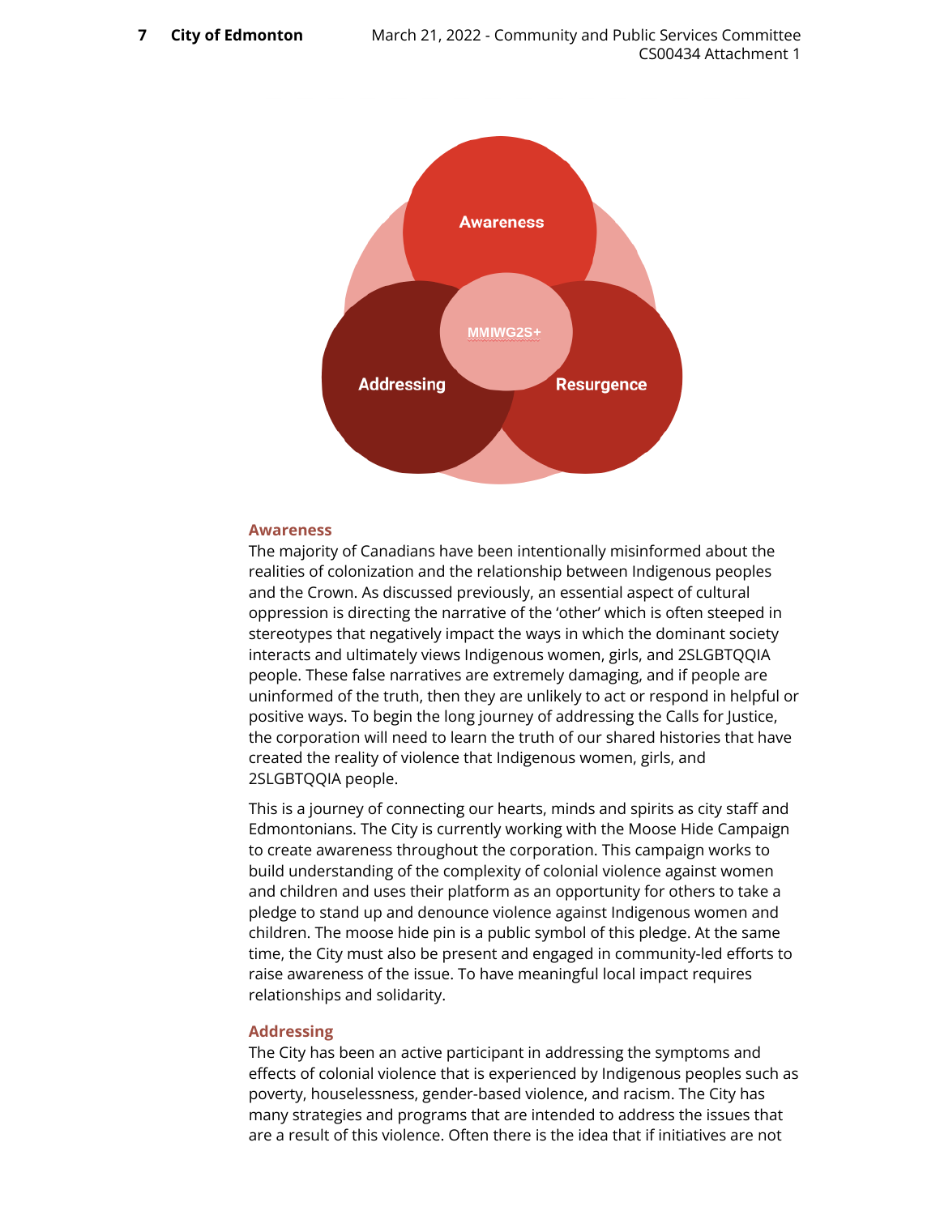Awareness

MMIWG2S+

Addressing

Resurgence

### Awareness

The majority of Canadians have been intentionally misinformed about the realities of colonization and the relationship between Indigenous peoples and the Crown. As discussed previously, an essential aspect of cultural oppression is directing the narrative of the 'other' which is often steeped in stereotypes that negatively impact the ways in which the dominant society interacts and ultimately views Indigenous women, girls, and 2SLGBTQQIA people. These false narratives are extremely damaging, and if people are uninformed of the truth, then they are unlikely to act or respond in helpful or positive ways. To begin the long journey of addressing the Calls for Justice, the corporation will need to learn the truth of our shared histories that have created the reality of violence that Indigenous women, girls, and 2SLGBTQQIA people.

This is a journey of connecting our hearts, minds and spirits as city staff and Edmontonians. The City is currently working with the Moose Hide Campaign to create awareness throughout the corporation. This campaign works to build understanding of the complexity of colonial violence against women and children and uses their platform as an opportunity for others to take a pledge to stand up and denounce violence against Indigenous women and children. The moose hide pin is a public symbol of this pledge. At the same time, the City must also be present and engaged in community-led efforts to raise awareness of the issue. To have meaningful local impact requires relationships and solidarity.

### Addressing

The City has been an active participant in addressing the symptoms and effects of colonial violence that is experienced by Indigenous peoples such as poverty, houselessness, gender-based violence, and racism. The City has many strategies and programs that are intended to address the issues that are a result of this violence. Often there is the idea that if initiatives are not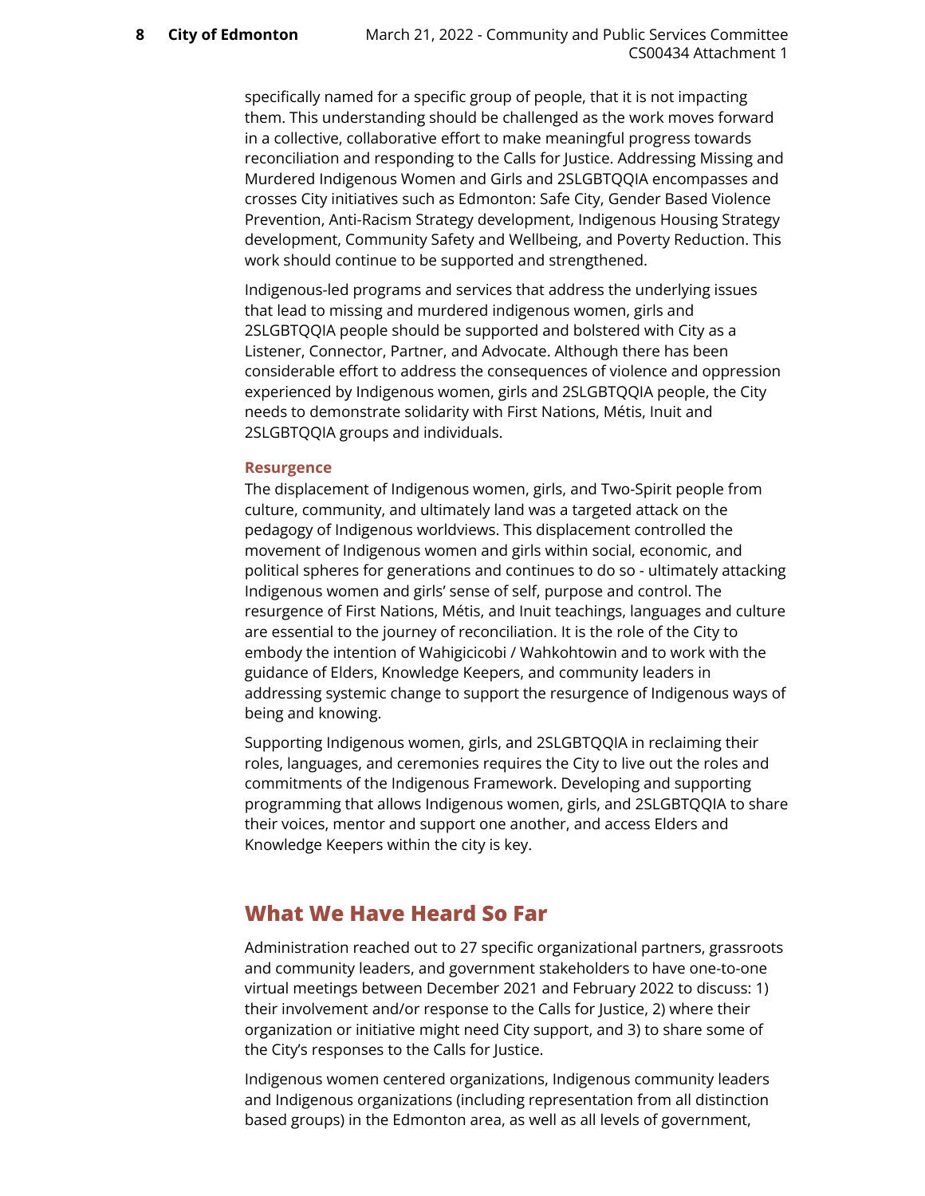specifically named for a specific group of people, that it is not impacting them. This understanding should be challenged as the work moves forward in a collective, collaborative effort to make meaningful progress towards reconciliation and responding to the Calls for Justice. Addressing Missing and Murdered Indigenous Women and Girls and 2SLGBTQQIA encompasses and crosses City initiatives such as Edmonton: Safe City, Gender Based Violence Prevention, Anti-Racism Strategy development, Indigenous Housing Strategy development, Community Safety and Wellbeing, and Poverty Reduction. This work should continue to be supported and strengthened.

Indigenous-led programs and services that address the underlying issues that lead to missing and murdered indigenous women, girls and 2SLGBTQQIA people should be supported and bolstered with City as a Listener, Connector, Partner, and Advocate. Although there has been considerable effort to address the consequences of violence and oppression experienced by Indigenous women, girls and 2SLGBTQQIA people, the City needs to demonstrate solidarity with First Nations, Métis, Inuit and 2SLGBTQQIA groups and individuals.

### Resurgence

The displacement of Indigenous women, girls, and Two-Spirit people from culture, community, and ultimately land was a targeted attack on the pedagogy of Indigenous worldviews. This displacement controlled the movement of Indigenous women and girls within social, economic, and political spheres for generations and continues to do so - ultimately attacking Indigenous women and girls' sense of self, purpose and control. The resurgence of First Nations, Métis, and Inuit teachings, languages and culture are essential to the journey of reconciliation. It is the role of the City to embody the intention of Wahigicicobi / Wahkohtowin and to work with the guidance of Elders, Knowledge Keepers, and community leaders in addressing systemic change to support the resurgence of Indigenous ways of being and knowing.

Supporting Indigenous women, girls, and 2SLGBTQQIA in reclaiming their roles, languages, and ceremonies requires the City to live out the roles and commitments of the Indigenous Framework. Developing and supporting programming that allows Indigenous women, girls, and 2SLGBTQQIA to share their voices, mentor and support one another, and access Elders and Knowledge Keepers within the city is key.

## What We Have Heard So Far

Administration reached out to 27 specific organizational partners, grassroots and community leaders, and government stakeholders to have one-to-one virtual meetings between December 2021 and February 2022 to discuss: 1) their involvement and/or response to the Calls for Justice, 2) where their organization or initiative might need City support, and 3) to share some of the City's responses to the Calls for Justice.

Indigenous women centered organizations, Indigenous community leaders and Indigenous organizations (including representation from all distinction based groups) in the Edmonton area, as well as all levels of government,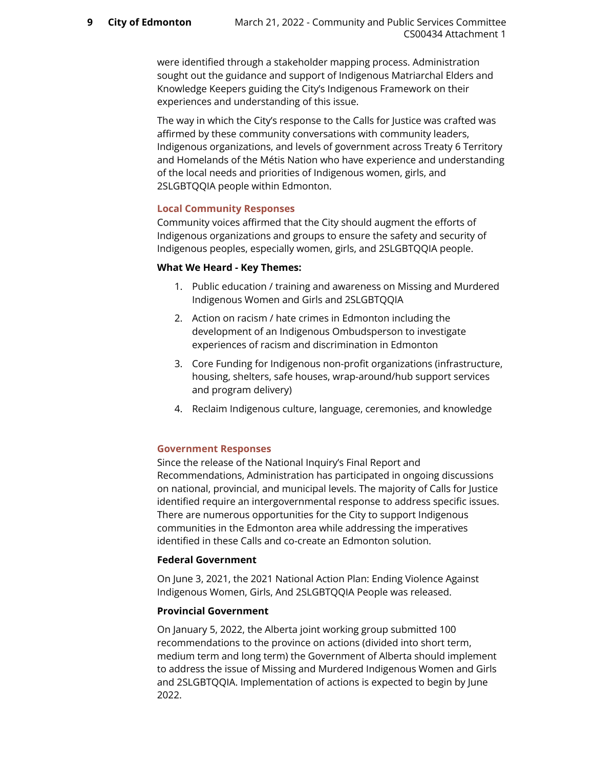were identified through a stakeholder mapping process. Administration sought out the guidance and support of Indigenous Matriarchal Elders and Knowledge Keepers guiding the City's Indigenous Framework on their experiences and understanding of this issue.

The way in which the City's response to the Calls for Justice was crafted was affirmed by these community conversations with community leaders, Indigenous organizations, and levels of government across Treaty 6 Territory and Homelands of the Métis Nation who have experience and understanding of the local needs and priorities of Indigenous women, girls, and 2SLGBTQQIA people within Edmonton.

### Local Community Responses

Community voices affirmed that the City should augment the efforts of Indigenous organizations and groups to ensure the safety and security of Indigenous peoples, especially women, girls, and 2SLGBTQQIA people.

**What We Heard - Key Themes:**

1. Public education / training and awareness on Missing and Murdered Indigenous Women and Girls and 2SLGBTQQIA
2. Action on racism / hate crimes in Edmonton including the development of an Indigenous Ombudsperson to investigate experiences of racism and discrimination in Edmonton
3. Core Funding for Indigenous non-profit organizations (infrastructure, housing, shelters, safe houses, wrap-around/hub support services and program delivery)
4. Reclaim Indigenous culture, language, ceremonies, and knowledge

### Government Responses

Since the release of the National Inquiry's Final Report and Recommendations, Administration has participated in ongoing discussions on national, provincial, and municipal levels. The majority of Calls for Justice identified require an intergovernmental response to address specific issues. There are numerous opportunities for the City to support Indigenous communities in the Edmonton area while addressing the imperatives identified in these Calls and co-create an Edmonton solution.

**Federal Government**

On June 3, 2021, the 2021 National Action Plan: Ending Violence Against Indigenous Women, Girls, And 2SLGBTQQIA People was released.

**Provincial Government**

On January 5, 2022, the Alberta joint working group submitted 100 recommendations to the province on actions (divided into short term, medium term and long term) the Government of Alberta should implement to address the issue of Missing and Murdered Indigenous Women and Girls and 2SLGBTQQIA. Implementation of actions is expected to begin by June 2022.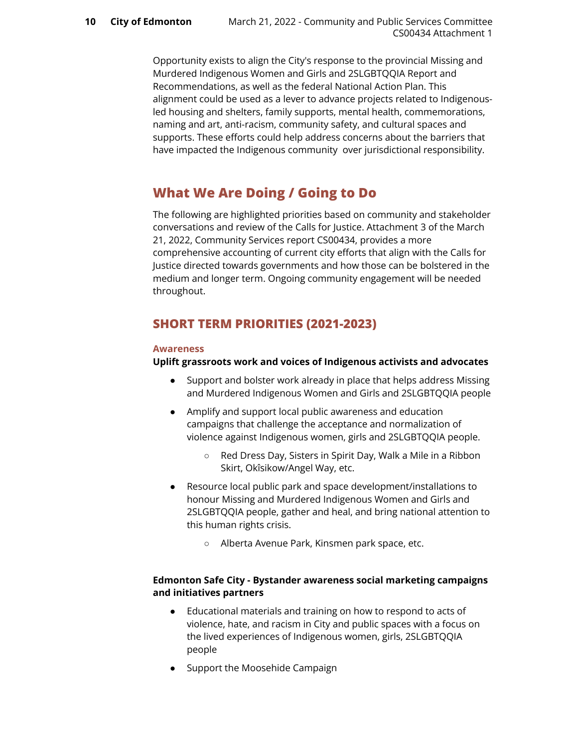Opportunity exists to align the City's response to the provincial Missing and Murdered Indigenous Women and Girls and 2SLGBTQQIA Report and Recommendations, as well as the federal National Action Plan. This alignment could be used as a lever to advance projects related to Indigenous-led housing and shelters, family supports, mental health, commemorations, naming and art, anti-racism, community safety, and cultural spaces and supports. These efforts could help address concerns about the barriers that have impacted the Indigenous community  over jurisdictional responsibility.

## What We Are Doing / Going to Do

The following are highlighted priorities based on community and stakeholder conversations and review of the Calls for Justice. Attachment 3 of the March 21, 2022, Community Services report CS00434, provides a more comprehensive accounting of current city efforts that align with the Calls for Justice directed towards governments and how those can be bolstered in the medium and longer term. Ongoing community engagement will be needed throughout.

## SHORT TERM PRIORITIES (2021-2023)

### Awareness

**Uplift grassroots work and voices of Indigenous activists and advocates**

- Support and bolster work already in place that helps address Missing and Murdered Indigenous Women and Girls and 2SLGBTQQIA people
- Amplify and support local public awareness and education campaigns that challenge the acceptance and normalization of violence against Indigenous women, girls and 2SLGBTQQIA people.
  - Red Dress Day, Sisters in Spirit Day, Walk a Mile in a Ribbon Skirt, Okîsikow/Angel Way, etc.
- Resource local public park and space development/installations to honour Missing and Murdered Indigenous Women and Girls and 2SLGBTQQIA people, gather and heal, and bring national attention to this human rights crisis.
  - Alberta Avenue Park, Kinsmen park space, etc.

**Edmonton Safe City - Bystander awareness social marketing campaigns and initiatives partners**

- Educational materials and training on how to respond to acts of violence, hate, and racism in City and public spaces with a focus on the lived experiences of Indigenous women, girls, 2SLGBTQQIA people
- Support the Moosehide Campaign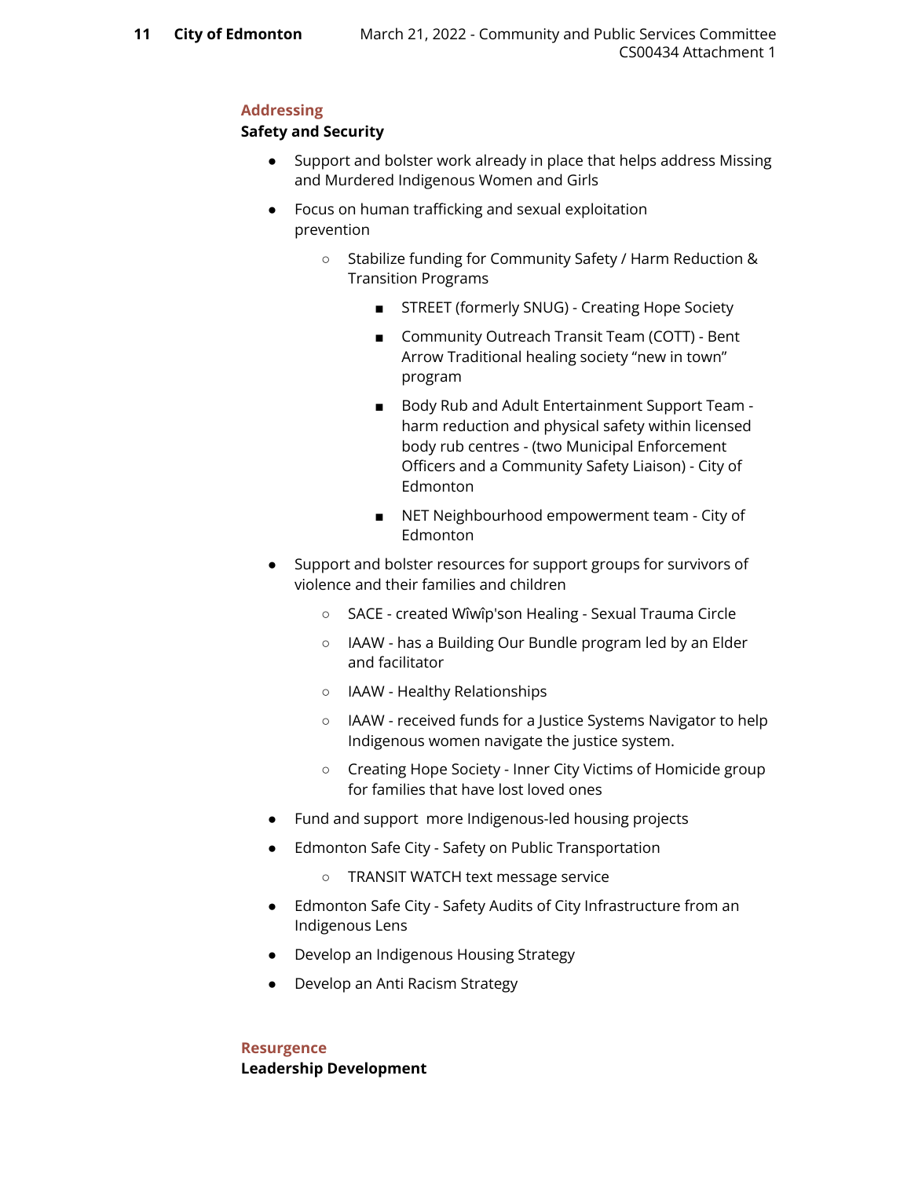## Addressing

### Safety and Security

- Support and bolster work already in place that helps address Missing and Murdered Indigenous Women and Girls
- Focus on human trafficking and sexual exploitation prevention
  - Stabilize funding for Community Safety / Harm Reduction & Transition Programs
    - STREET (formerly SNUG) - Creating Hope Society
    - Community Outreach Transit Team (COTT) - Bent Arrow Traditional healing society “new in town” program
    - Body Rub and Adult Entertainment Support Team - harm reduction and physical safety within licensed body rub centres - (two Municipal Enforcement Officers and a Community Safety Liaison) - City of Edmonton
    - NET Neighbourhood empowerment team - City of Edmonton
- Support and bolster resources for support groups for survivors of violence and their families and children
  - SACE - created Wîwîp'son Healing - Sexual Trauma Circle
  - IAAW - has a Building Our Bundle program led by an Elder and facilitator
  - IAAW - Healthy Relationships
  - IAAW - received funds for a Justice Systems Navigator to help Indigenous women navigate the justice system.
  - Creating Hope Society - Inner City Victims of Homicide group for families that have lost loved ones
- Fund and support more Indigenous-led housing projects
- Edmonton Safe City - Safety on Public Transportation
  - TRANSIT WATCH text message service
- Edmonton Safe City - Safety Audits of City Infrastructure from an Indigenous Lens
- Develop an Indigenous Housing Strategy
- Develop an Anti Racism Strategy

## Resurgence

### Leadership Development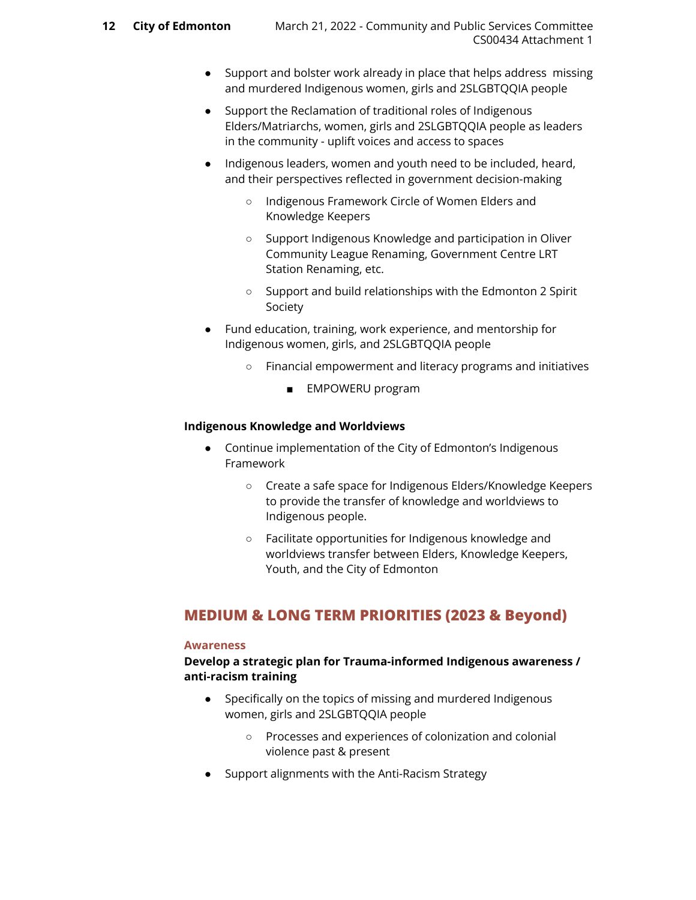- Support and bolster work already in place that helps address missing and murdered Indigenous women, girls and 2SLGBTQQIA people
- Support the Reclamation of traditional roles of Indigenous Elders/Matriarchs, women, girls and 2SLGBTQQIA people as leaders in the community - uplift voices and access to spaces
- Indigenous leaders, women and youth need to be included, heard, and their perspectives reflected in government decision-making
    - Indigenous Framework Circle of Women Elders and Knowledge Keepers
    - Support Indigenous Knowledge and participation in Oliver Community League Renaming, Government Centre LRT Station Renaming, etc.
    - Support and build relationships with the Edmonton 2 Spirit Society
- Fund education, training, work experience, and mentorship for Indigenous women, girls, and 2SLGBTQQIA people
    - Financial empowerment and literacy programs and initiatives
        - EMPOWERU program

**Indigenous Knowledge and Worldviews**

- Continue implementation of the City of Edmonton's Indigenous Framework
    - Create a safe space for Indigenous Elders/Knowledge Keepers to provide the transfer of knowledge and worldviews to Indigenous people.
    - Facilitate opportunities for Indigenous knowledge and worldviews transfer between Elders, Knowledge Keepers, Youth, and the City of Edmonton

## MEDIUM & LONG TERM PRIORITIES (2023 & Beyond)

### Awareness

**Develop a strategic plan for Trauma-informed Indigenous awareness / anti-racism training**

- Specifically on the topics of missing and murdered Indigenous women, girls and 2SLGBTQQIA people
    - Processes and experiences of colonization and colonial violence past & present
- Support alignments with the Anti-Racism Strategy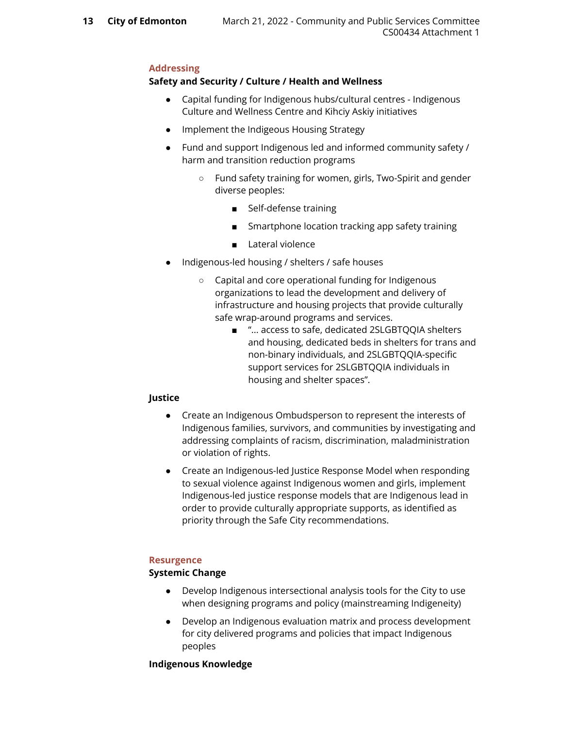## Addressing

### Safety and Security / Culture / Health and Wellness

- Capital funding for Indigenous hubs/cultural centres - Indigenous Culture and Wellness Centre and Kihciy Askiy initiatives
- Implement the Indigeous Housing Strategy
- Fund and support Indigenous led and informed community safety / harm and transition reduction programs
    - Fund safety training for women, girls, Two-Spirit and gender diverse peoples:
        - Self-defense training
        - Smartphone location tracking app safety training
        - Lateral violence
- Indigenous-led housing / shelters / safe houses
    - Capital and core operational funding for Indigenous organizations to lead the development and delivery of infrastructure and housing projects that provide culturally safe wrap-around programs and services.
        - "... access to safe, dedicated 2SLGBTQQIA shelters and housing, dedicated beds in shelters for trans and non-binary individuals, and 2SLGBTQQIA-specific support services for 2SLGBTQQIA individuals in housing and shelter spaces".

### Justice

- Create an Indigenous Ombudsperson to represent the interests of Indigenous families, survivors, and communities by investigating and addressing complaints of racism, discrimination, maladministration or violation of rights.
- Create an Indigenous-led Justice Response Model when responding to sexual violence against Indigenous women and girls, implement Indigenous-led justice response models that are Indigenous lead in order to provide culturally appropriate supports, as identified as priority through the Safe City recommendations.

## Resurgence

### Systemic Change

- Develop Indigenous intersectional analysis tools for the City to use when designing programs and policy (mainstreaming Indigeneity)
- Develop an Indigenous evaluation matrix and process development for city delivered programs and policies that impact Indigenous peoples

### Indigenous Knowledge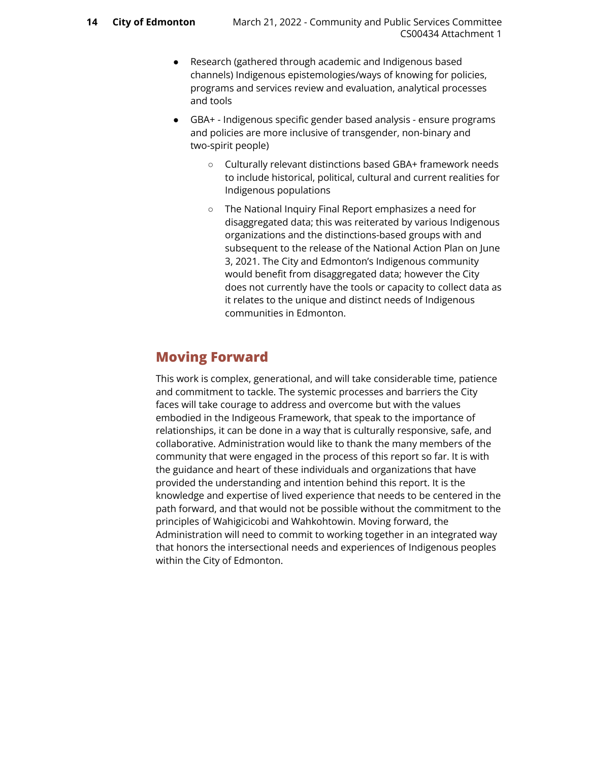- Research (gathered through academic and Indigenous based channels) Indigenous epistemologies/ways of knowing for policies, programs and services review and evaluation, analytical processes and tools
- GBA+ - Indigenous specific gender based analysis - ensure programs and policies are more inclusive of transgender, non-binary and two-spirit people)
  - Culturally relevant distinctions based GBA+ framework needs to include historical, political, cultural and current realities for Indigenous populations
  - The National Inquiry Final Report emphasizes a need for disaggregated data; this was reiterated by various Indigenous organizations and the distinctions-based groups with and subsequent to the release of the National Action Plan on June 3, 2021. The City and Edmonton's Indigenous community would benefit from disaggregated data; however the City does not currently have the tools or capacity to collect data as it relates to the unique and distinct needs of Indigenous communities in Edmonton.

## Moving Forward

This work is complex, generational, and will take considerable time, patience and commitment to tackle. The systemic processes and barriers the City faces will take courage to address and overcome but with the values embodied in the Indigeous Framework, that speak to the importance of relationships, it can be done in a way that is culturally responsive, safe, and collaborative. Administration would like to thank the many members of the community that were engaged in the process of this report so far. It is with the guidance and heart of these individuals and organizations that have provided the understanding and intention behind this report. It is the knowledge and expertise of lived experience that needs to be centered in the path forward, and that would not be possible without the commitment to the principles of Wahigicicobi and Wahkohtowin. Moving forward, the Administration will need to commit to working together in an integrated way that honors the intersectional needs and experiences of Indigenous peoples within the City of Edmonton.